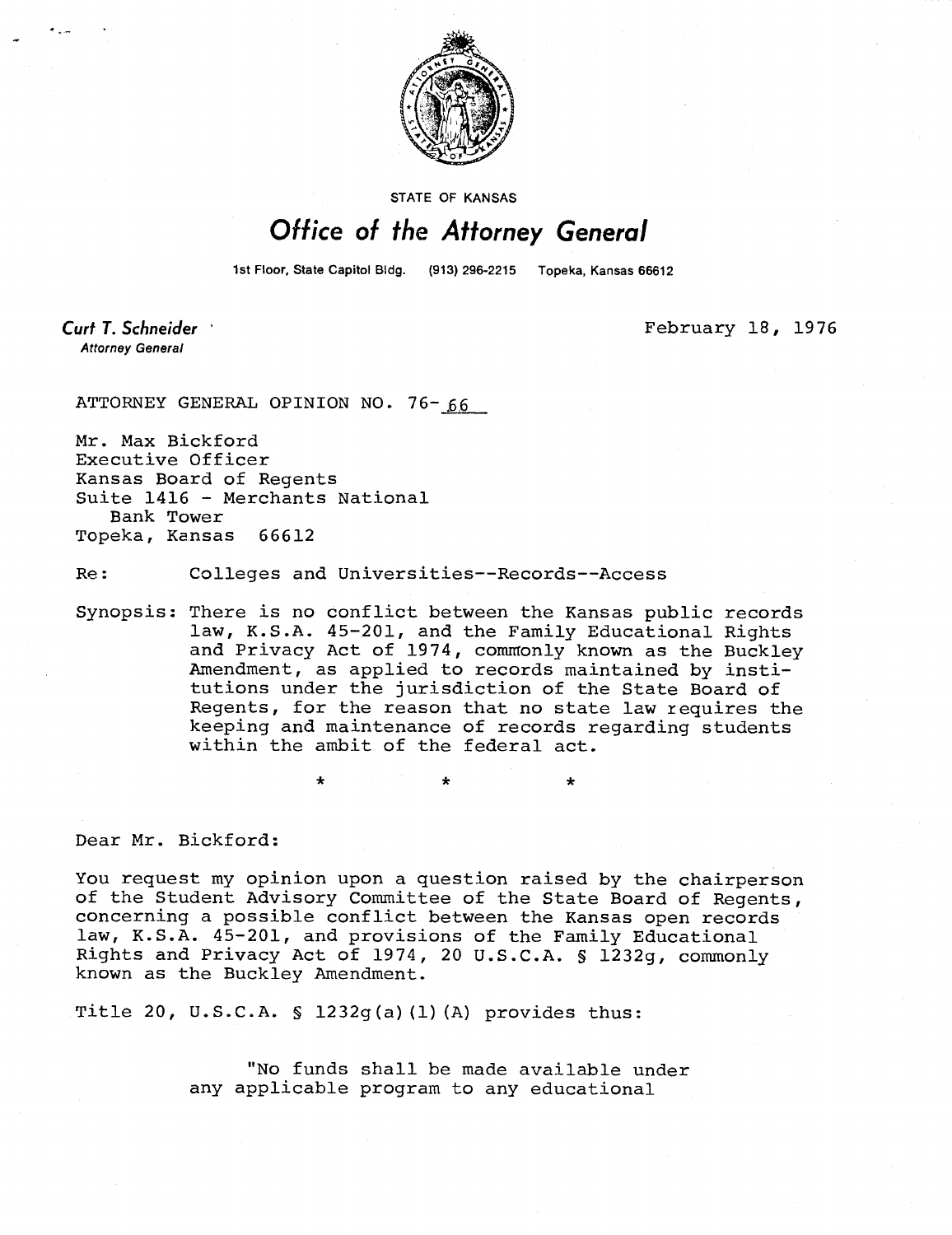STATE OF KANSAS

# Office of the Attorney General

1st Floor, State Capitol Bldg. (913) 296-2215 Topeka, Kansas 66612

**Curt T. Schneider**
*Attorney General*

February 18, 1976

ATTORNEY GENERAL OPINION NO. 76-66

Mr. Max Bickford
Executive Officer
Kansas Board of Regents
Suite 1416 - Merchants National
Bank Tower
Topeka, Kansas 66612

Re: Colleges and Universities--Records--Access

Synopsis: There is no conflict between the Kansas public records law, K.S.A. 45-201, and the Family Educational Rights and Privacy Act of 1974, commonly known as the Buckley Amendment, as applied to records maintained by institutions under the jurisdiction of the State Board of Regents, for the reason that no state law requires the keeping and maintenance of records regarding students within the ambit of the federal act.

\* \* \*

Dear Mr. Bickford:

You request my opinion upon a question raised by the chairperson of the Student Advisory Committee of the State Board of Regents, concerning a possible conflict between the Kansas open records law, K.S.A. 45-201, and provisions of the Family Educational Rights and Privacy Act of 1974, 20 U.S.C.A. § 1232g, commonly known as the Buckley Amendment.

Title 20, U.S.C.A. § 1232g(a)(1)(A) provides thus:

> "No funds shall be made available under any applicable program to any educational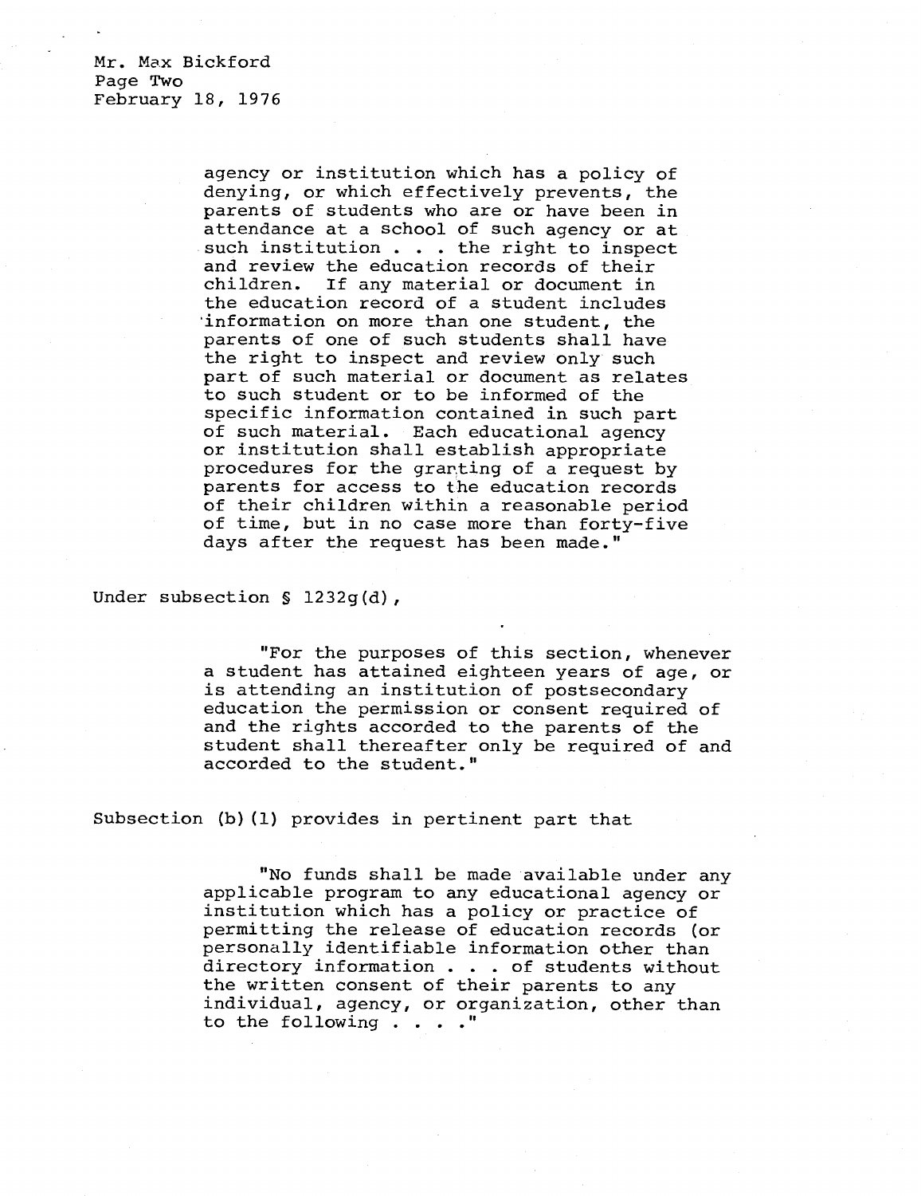agency or institution which has a policy of denying, or which effectively prevents, the parents of students who are or have been in attendance at a school of such agency or at such institution . . . the right to inspect and review the education records of their children. If any material or document in the education record of a student includes information on more than one student, the parents of one of such students shall have the right to inspect and review only such part of such material or document as relates to such student or to be informed of the specific information contained in such part of such material. Each educational agency or institution shall establish appropriate procedures for the granting of a request by parents for access to the education records of their children within a reasonable period of time, but in no case more than forty-five days after the request has been made."

Under subsection § 1232g(d),

> "For the purposes of this section, whenever a student has attained eighteen years of age, or is attending an institution of postsecondary education the permission or consent required of and the rights accorded to the parents of the student shall thereafter only be required of and accorded to the student."

Subsection (b)(1) provides in pertinent part that

> "No funds shall be made available under any applicable program to any educational agency or institution which has a policy or practice of permitting the release of education records (or personally identifiable information other than directory information . . . of students without the written consent of their parents to any individual, agency, or organization, other than to the following . . . ."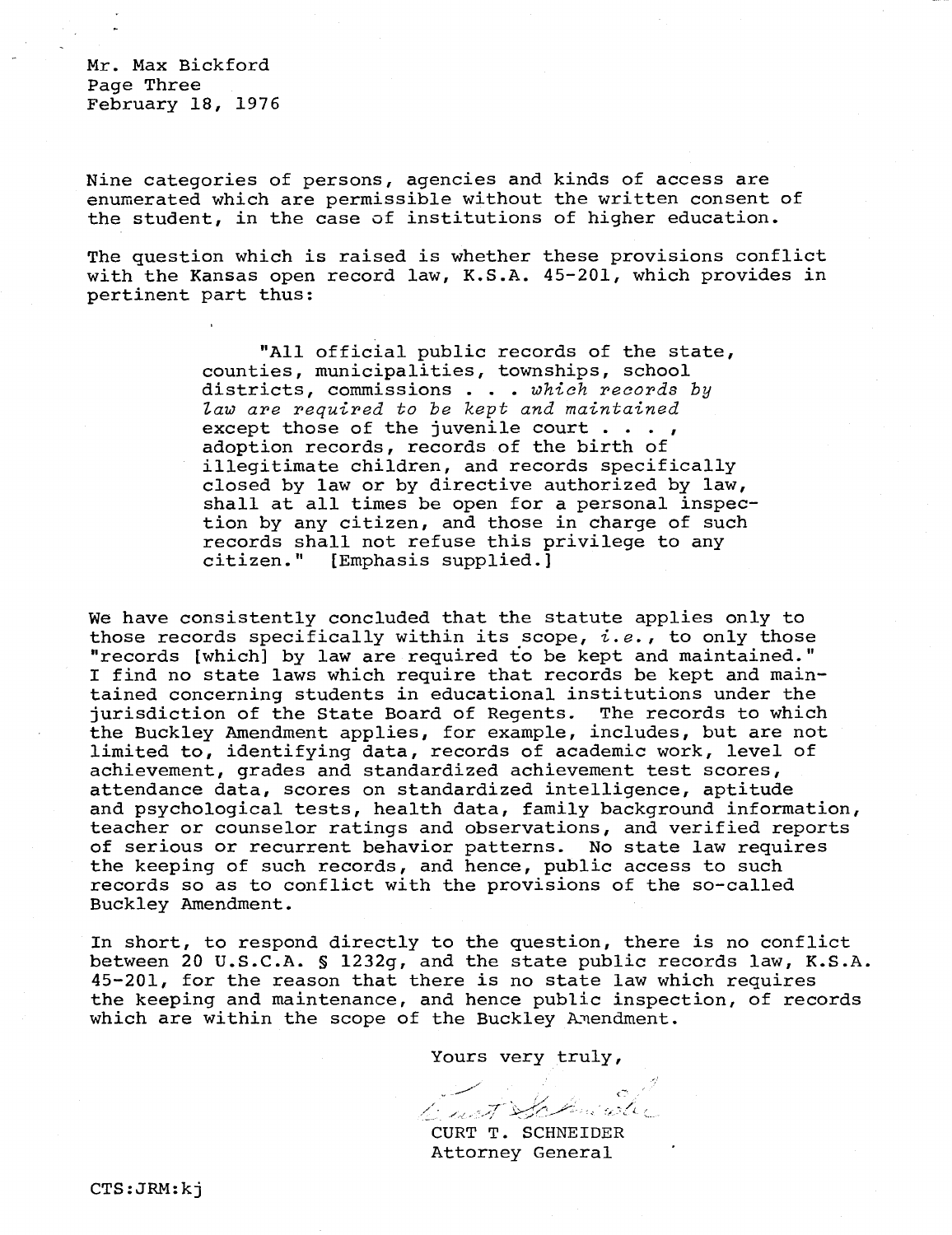Mr. Max Bickford
Page Three
February 18, 1976

Nine categories of persons, agencies and kinds of access are enumerated which are permissible without the written consent of the student, in the case of institutions of higher education.

The question which is raised is whether these provisions conflict with the Kansas open record law, K.S.A. 45-201, which provides in pertinent part thus:

> "All official public records of the state, counties, municipalities, townships, school districts, commissions . . . *which records by law are required to be kept and maintained* except those of the juvenile court . . . , adoption records, records of the birth of illegitimate children, and records specifically closed by law or by directive authorized by law, shall at all times be open for a personal inspection by any citizen, and those in charge of such records shall not refuse this privilege to any citizen." [Emphasis supplied.]

We have consistently concluded that the statute applies only to those records specifically within its scope, *i.e.*, to only those "records [which] by law are required to be kept and maintained." I find no state laws which require that records be kept and maintained concerning students in educational institutions under the jurisdiction of the State Board of Regents. The records to which the Buckley Amendment applies, for example, includes, but are not limited to, identifying data, records of academic work, level of achievement, grades and standardized achievement test scores, attendance data, scores on standardized intelligence, aptitude and psychological tests, health data, family background information, teacher or counselor ratings and observations, and verified reports of serious or recurrent behavior patterns. No state law requires the keeping of such records, and hence, public access to such records so as to conflict with the provisions of the so-called Buckley Amendment.

In short, to respond directly to the question, there is no conflict between 20 U.S.C.A. § 1232g, and the state public records law, K.S.A. 45-201, for the reason that there is no state law which requires the keeping and maintenance, and hence public inspection, of records which are within the scope of the Buckley Amendment.

Yours very truly,

CURT T. SCHNEIDER
Attorney General

CTS:JRM:kj